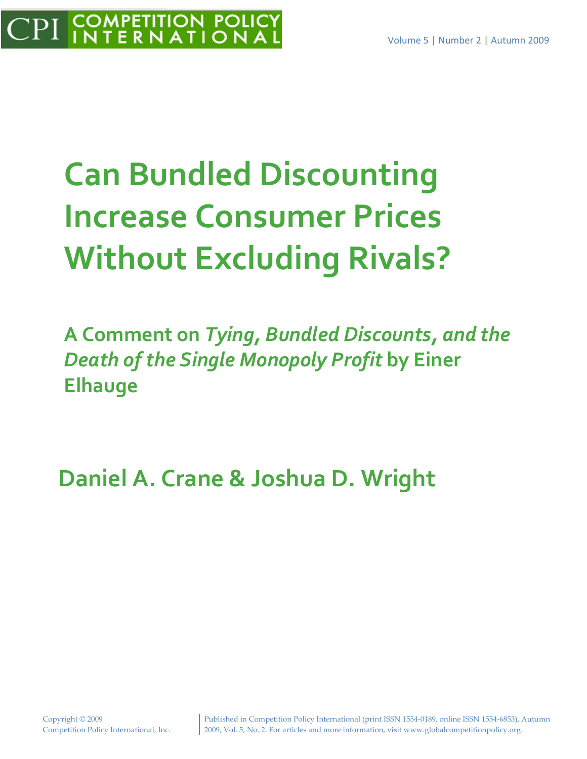# Can Bundled Discounting Increase Consumer Prices Without Excluding Rivals?

## A Comment on *Tying, Bundled Discounts, and the Death of the Single Monopoly Profit* by Einer Elhauge

### Daniel A. Crane & Joshua D. Wright

Copyright © 2009
Competition Policy International, Inc.

Published in Competition Policy International (print ISSN 1554-0189, online ISSN 1554-6853), Autumn 2009, Vol. 5, No. 2. For articles and more information, visit www.globalcompetitionpolicy.org.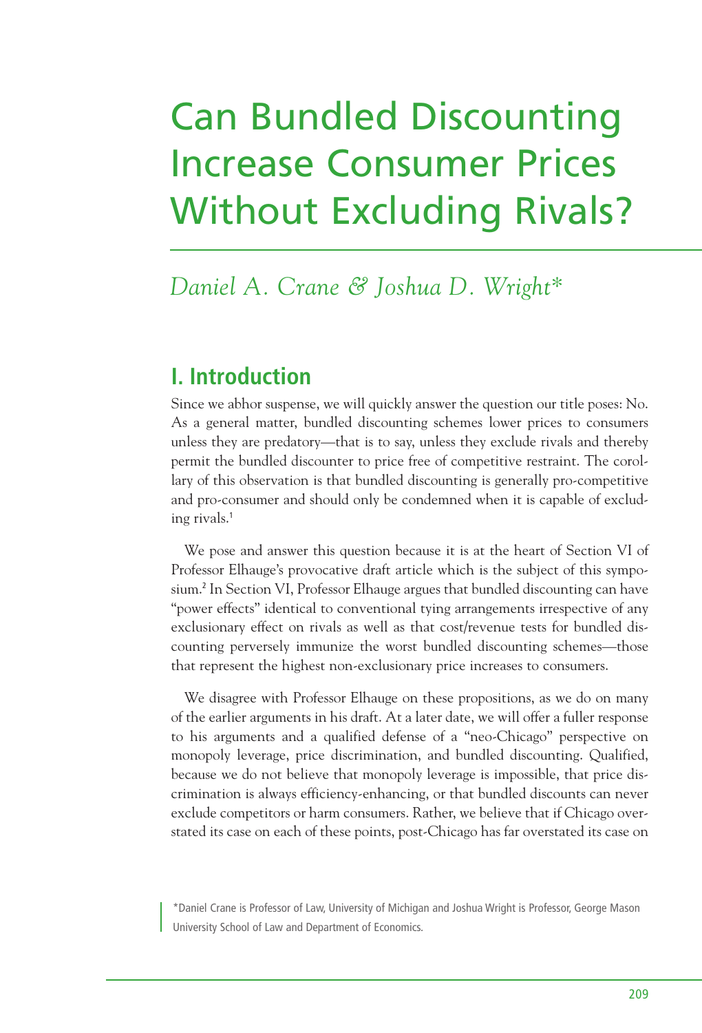# Can Bundled Discounting Increase Consumer Prices Without Excluding Rivals?

*Daniel A. Crane & Joshua D. Wright\**

## I. Introduction

Since we abhor suspense, we will quickly answer the question our title poses: No. As a general matter, bundled discounting schemes lower prices to consumers unless they are predatory—that is to say, unless they exclude rivals and thereby permit the bundled discounter to price free of competitive restraint. The corollary of this observation is that bundled discounting is generally pro-competitive and pro-consumer and should only be condemned when it is capable of excluding rivals.[1]

We pose and answer this question because it is at the heart of Section VI of Professor Elhauge's provocative draft article which is the subject of this symposium.[2] In Section VI, Professor Elhauge argues that bundled discounting can have "power effects" identical to conventional tying arrangements irrespective of any exclusionary effect on rivals as well as that cost/revenue tests for bundled discounting perversely immunize the worst bundled discounting schemes—those that represent the highest non-exclusionary price increases to consumers.

We disagree with Professor Elhauge on these propositions, as we do on many of the earlier arguments in his draft. At a later date, we will offer a fuller response to his arguments and a qualified defense of a "neo-Chicago" perspective on monopoly leverage, price discrimination, and bundled discounting. Qualified, because we do not believe that monopoly leverage is impossible, that price discrimination is always efficiency-enhancing, or that bundled discounts can never exclude competitors or harm consumers. Rather, we believe that if Chicago overstated its case on each of these points, post-Chicago has far overstated its case on

\*Daniel Crane is Professor of Law, University of Michigan and Joshua Wright is Professor, George Mason University School of Law and Department of Economics.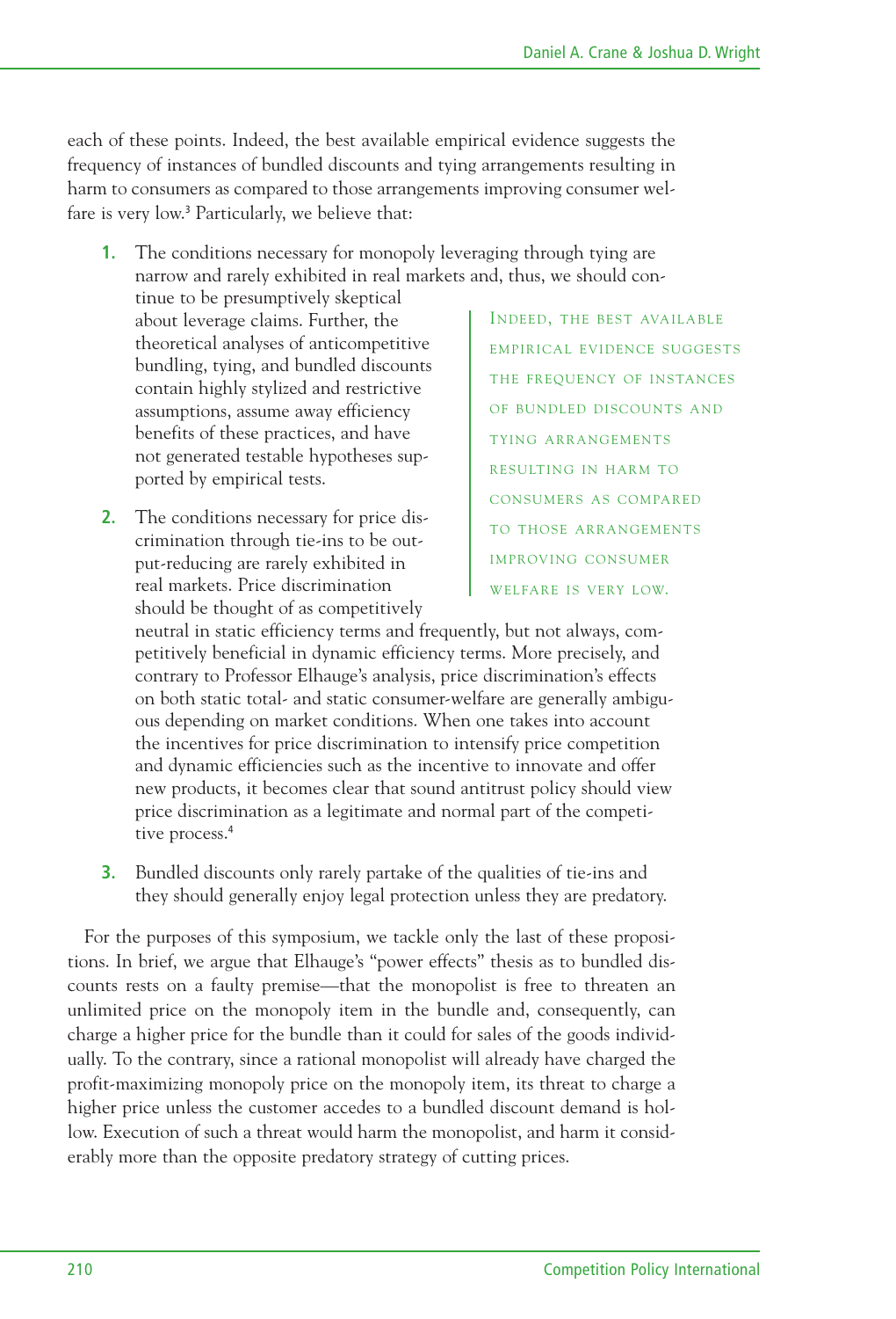each of these points. Indeed, the best available empirical evidence suggests the frequency of instances of bundled discounts and tying arrangements resulting in harm to consumers as compared to those arrangements improving consumer welfare is very low.[3] Particularly, we believe that:

1. The conditions necessary for monopoly leveraging through tying are narrow and rarely exhibited in real markets and, thus, we should continue to be presumptively skeptical about leverage claims. Further, the theoretical analyses of anticompetitive bundling, tying, and bundled discounts contain highly stylized and restrictive assumptions, assume away efficiency benefits of these practices, and have not generated testable hypotheses supported by empirical tests.

2. The conditions necessary for price discrimination through tie-ins to be output-reducing are rarely exhibited in real markets. Price discrimination should be thought of as competitively neutral in static efficiency terms and frequently, but not always, competitively beneficial in dynamic efficiency terms. More precisely, and contrary to Professor Elhauge's analysis, price discrimination's effects on both static total- and static consumer-welfare are generally ambiguous depending on market conditions. When one takes into account the incentives for price discrimination to intensify price competition and dynamic efficiencies such as the incentive to innovate and offer new products, it becomes clear that sound antitrust policy should view price discrimination as a legitimate and normal part of the competitive process.[4]

3. Bundled discounts only rarely partake of the qualities of tie-ins and they should generally enjoy legal protection unless they are predatory.

For the purposes of this symposium, we tackle only the last of these propositions. In brief, we argue that Elhauge's "power effects" thesis as to bundled discounts rests on a faulty premise—that the monopolist is free to threaten an unlimited price on the monopoly item in the bundle and, consequently, can charge a higher price for the bundle than it could for sales of the goods individually. To the contrary, since a rational monopolist will already have charged the profit-maximizing monopoly price on the monopoly item, its threat to charge a higher price unless the customer accedes to a bundled discount demand is hollow. Execution of such a threat would harm the monopolist, and harm it considerably more than the opposite predatory strategy of cutting prices.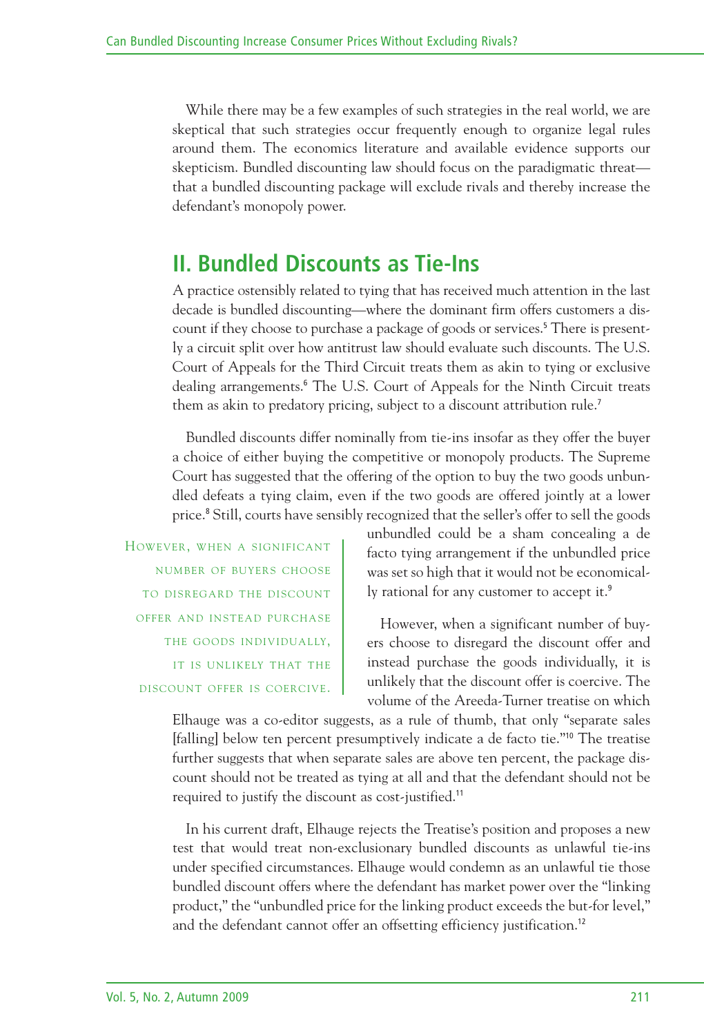While there may be a few examples of such strategies in the real world, we are skeptical that such strategies occur frequently enough to organize legal rules around them. The economics literature and available evidence supports our skepticism. Bundled discounting law should focus on the paradigmatic threat—that a bundled discounting package will exclude rivals and thereby increase the defendant's monopoly power.

## II. Bundled Discounts as Tie-Ins

A practice ostensibly related to tying that has received much attention in the last decade is bundled discounting—where the dominant firm offers customers a discount if they choose to purchase a package of goods or services.[5] There is presently a circuit split over how antitrust law should evaluate such discounts. The U.S. Court of Appeals for the Third Circuit treats them as akin to tying or exclusive dealing arrangements.[6] The U.S. Court of Appeals for the Ninth Circuit treats them as akin to predatory pricing, subject to a discount attribution rule.[7]

Bundled discounts differ nominally from tie-ins insofar as they offer the buyer a choice of either buying the competitive or monopoly products. The Supreme Court has suggested that the offering of the option to buy the two goods unbundled defeats a tying claim, even if the two goods are offered jointly at a lower price.[8] Still, courts have sensibly recognized that the seller's offer to sell the goods unbundled could be a sham concealing a de facto tying arrangement if the unbundled price was set so high that it would not be economically rational for any customer to accept it.[9]

> However, when a significant number of buyers choose to disregard the discount offer and instead purchase the goods individually, it is unlikely that the discount offer is coercive.

However, when a significant number of buyers choose to disregard the discount offer and instead purchase the goods individually, it is unlikely that the discount offer is coercive. The volume of the Areeda-Turner treatise on which Elhauge was a co-editor suggests, as a rule of thumb, that only "separate sales [falling] below ten percent presumptively indicate a de facto tie."[10] The treatise further suggests that when separate sales are above ten percent, the package discount should not be treated as tying at all and that the defendant should not be required to justify the discount as cost-justified.[11]

In his current draft, Elhauge rejects the Treatise's position and proposes a new test that would treat non-exclusionary bundled discounts as unlawful tie-ins under specified circumstances. Elhauge would condemn as an unlawful tie those bundled discount offers where the defendant has market power over the "linking product," the "unbundled price for the linking product exceeds the but-for level," and the defendant cannot offer an offsetting efficiency justification.[12]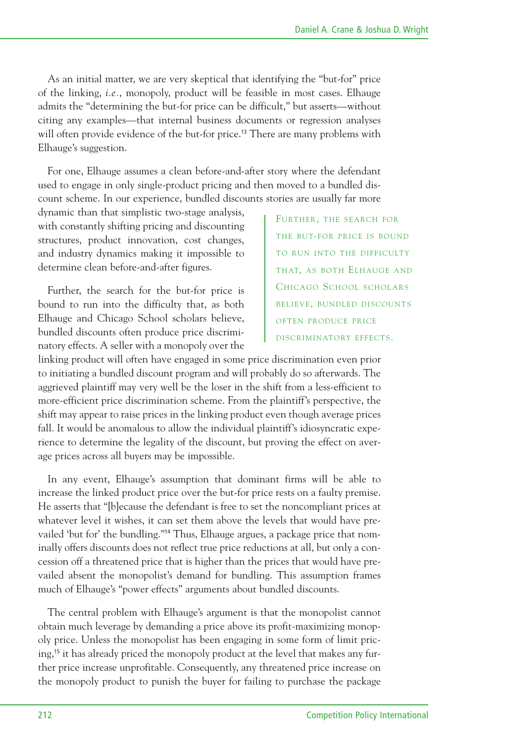As an initial matter, we are very skeptical that identifying the "but-for" price of the linking, *i.e.*, monopoly, product will be feasible in most cases. Elhauge admits the "determining the but-for price can be difficult," but asserts—without citing any examples—that internal business documents or regression analyses will often provide evidence of the but-for price.[13] There are many problems with Elhauge's suggestion.

For one, Elhauge assumes a clean before-and-after story where the defendant used to engage in only single-product pricing and then moved to a bundled discount scheme. In our experience, bundled discounts stories are usually far more dynamic than that simplistic two-stage analysis, with constantly shifting pricing and discounting structures, product innovation, cost changes, and industry dynamics making it impossible to determine clean before-and-after figures.

Further, the search for the but-for price is bound to run into the difficulty that, as both Elhauge and Chicago School scholars believe, bundled discounts often produce price discriminatory effects. A seller with a monopoly over the linking product will often have engaged in some price discrimination even prior to initiating a bundled discount program and will probably do so afterwards. The aggrieved plaintiff may very well be the loser in the shift from a less-efficient to more-efficient price discrimination scheme. From the plaintiff's perspective, the shift may appear to raise prices in the linking product even though average prices fall. It would be anomalous to allow the individual plaintiff's idiosyncratic experience to determine the legality of the discount, but proving the effect on average prices across all buyers may be impossible.

> FURTHER, THE SEARCH FOR THE BUT-FOR PRICE IS BOUND TO RUN INTO THE DIFFICULTY THAT, AS BOTH ELHAUGE AND CHICAGO SCHOOL SCHOLARS BELIEVE, BUNDLED DISCOUNTS OFTEN PRODUCE PRICE DISCRIMINATORY EFFECTS.

In any event, Elhauge's assumption that dominant firms will be able to increase the linked product price over the but-for price rests on a faulty premise. He asserts that "[b]ecause the defendant is free to set the noncompliant prices at whatever level it wishes, it can set them above the levels that would have prevailed 'but for' the bundling."[14] Thus, Elhauge argues, a package price that nominally offers discounts does not reflect true price reductions at all, but only a concession off a threatened price that is higher than the prices that would have prevailed absent the monopolist's demand for bundling. This assumption frames much of Elhauge's "power effects" arguments about bundled discounts.

The central problem with Elhauge's argument is that the monopolist cannot obtain much leverage by demanding a price above its profit-maximizing monopoly price. Unless the monopolist has been engaging in some form of limit pricing,[15] it has already priced the monopoly product at the level that makes any further price increase unprofitable. Consequently, any threatened price increase on the monopoly product to punish the buyer for failing to purchase the package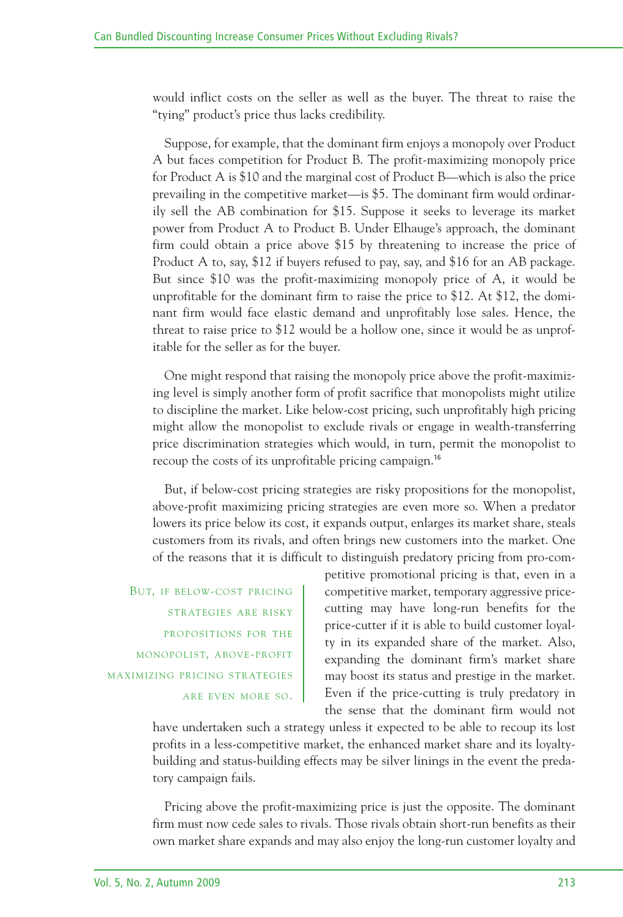would inflict costs on the seller as well as the buyer. The threat to raise the "tying" product's price thus lacks credibility.

Suppose, for example, that the dominant firm enjoys a monopoly over Product A but faces competition for Product B. The profit-maximizing monopoly price for Product A is $10 and the marginal cost of Product B—which is also the price prevailing in the competitive market—is $5. The dominant firm would ordinarily sell the AB combination for $15. Suppose it seeks to leverage its market power from Product A to Product B. Under Elhauge's approach, the dominant firm could obtain a price above $15 by threatening to increase the price of Product A to, say, $12 if buyers refused to pay, say, and $16 for an AB package. But since $10 was the profit-maximizing monopoly price of A, it would be unprofitable for the dominant firm to raise the price to $12. At $12, the dominant firm would face elastic demand and unprofitably lose sales. Hence, the threat to raise price to $12 would be a hollow one, since it would be as unprofitable for the seller as for the buyer.

One might respond that raising the monopoly price above the profit-maximizing level is simply another form of profit sacrifice that monopolists might utilize to discipline the market. Like below-cost pricing, such unprofitably high pricing might allow the monopolist to exclude rivals or engage in wealth-transferring price discrimination strategies which would, in turn, permit the monopolist to recoup the costs of its unprofitable pricing campaign.[16]

But, if below-cost pricing strategies are risky propositions for the monopolist, above-profit maximizing pricing strategies are even more so. When a predator lowers its price below its cost, it expands output, enlarges its market share, steals customers from its rivals, and often brings new customers into the market. One of the reasons that it is difficult to distinguish predatory pricing from pro-competitive promotional pricing is that, even in a competitive market, temporary aggressive price-cutting may have long-run benefits for the price-cutter if it is able to build customer loyalty in its expanded share of the market. Also, expanding the dominant firm's market share may boost its status and prestige in the market. Even if the price-cutting is truly predatory in the sense that the dominant firm would not have undertaken such a strategy unless it expected to be able to recoup its lost profits in a less-competitive market, the enhanced market share and its loyalty-building and status-building effects may be silver linings in the event the predatory campaign fails.

> But, if below-cost pricing strategies are risky propositions for the monopolist, above-profit maximizing pricing strategies are even more so.

Pricing above the profit-maximizing price is just the opposite. The dominant firm must now cede sales to rivals. Those rivals obtain short-run benefits as their own market share expands and may also enjoy the long-run customer loyalty and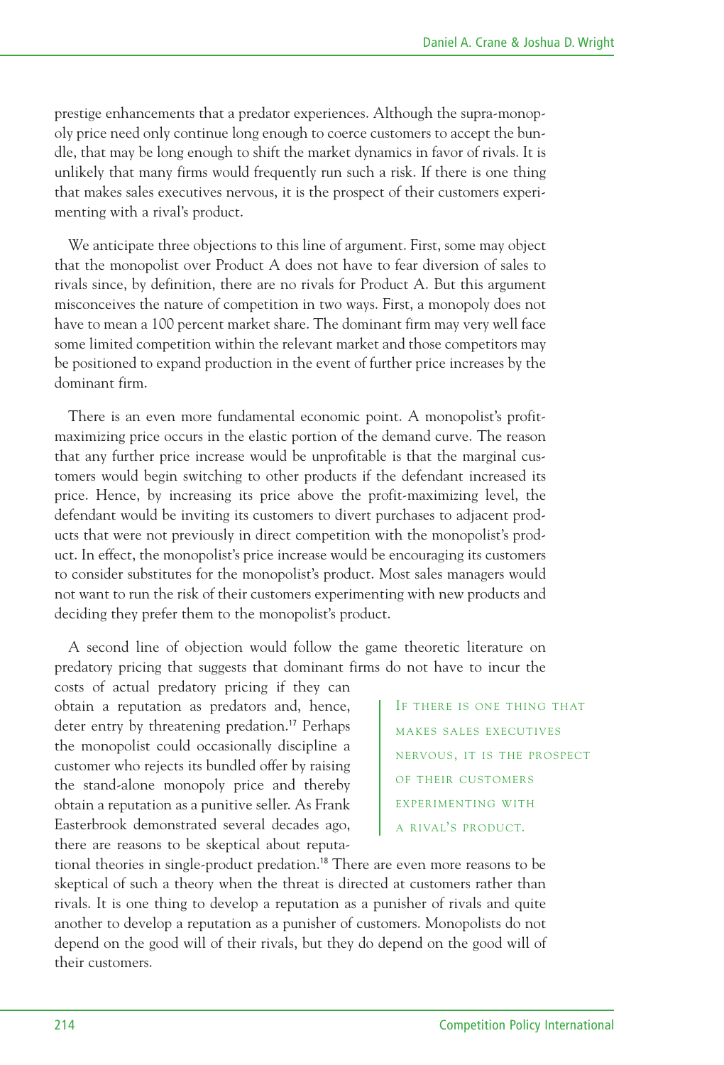prestige enhancements that a predator experiences. Although the supra-monopoly price need only continue long enough to coerce customers to accept the bundle, that may be long enough to shift the market dynamics in favor of rivals. It is unlikely that many firms would frequently run such a risk. If there is one thing that makes sales executives nervous, it is the prospect of their customers experimenting with a rival's product.

We anticipate three objections to this line of argument. First, some may object that the monopolist over Product A does not have to fear diversion of sales to rivals since, by definition, there are no rivals for Product A. But this argument misconceives the nature of competition in two ways. First, a monopoly does not have to mean a 100 percent market share. The dominant firm may very well face some limited competition within the relevant market and those competitors may be positioned to expand production in the event of further price increases by the dominant firm.

There is an even more fundamental economic point. A monopolist's profit-maximizing price occurs in the elastic portion of the demand curve. The reason that any further price increase would be unprofitable is that the marginal customers would begin switching to other products if the defendant increased its price. Hence, by increasing its price above the profit-maximizing level, the defendant would be inviting its customers to divert purchases to adjacent products that were not previously in direct competition with the monopolist's product. In effect, the monopolist's price increase would be encouraging its customers to consider substitutes for the monopolist's product. Most sales managers would not want to run the risk of their customers experimenting with new products and deciding they prefer them to the monopolist's product.

A second line of objection would follow the game theoretic literature on predatory pricing that suggests that dominant firms do not have to incur the costs of actual predatory pricing if they can obtain a reputation as predators and, hence, deter entry by threatening predation.[17] Perhaps the monopolist could occasionally discipline a customer who rejects its bundled offer by raising the stand-alone monopoly price and thereby obtain a reputation as a punitive seller. As Frank Easterbrook demonstrated several decades ago, there are reasons to be skeptical about reputational theories in single-product predation.[18] There are even more reasons to be skeptical of such a theory when the threat is directed at customers rather than rivals. It is one thing to develop a reputation as a punisher of rivals and quite another to develop a reputation as a punisher of customers. Monopolists do not depend on the good will of their rivals, but they do depend on the good will of their customers.

> IF THERE IS ONE THING THAT MAKES SALES EXECUTIVES NERVOUS, IT IS THE PROSPECT OF THEIR CUSTOMERS EXPERIMENTING WITH A RIVAL'S PRODUCT.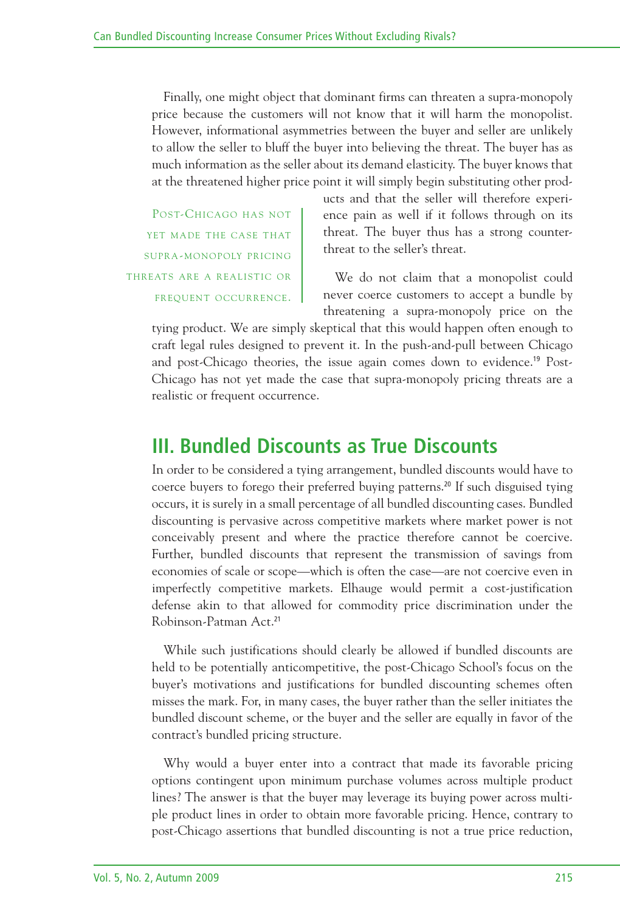Finally, one might object that dominant firms can threaten a supra-monopoly price because the customers will not know that it will harm the monopolist. However, informational asymmetries between the buyer and seller are unlikely to allow the seller to bluff the buyer into believing the threat. The buyer has as much information as the seller about its demand elasticity. The buyer knows that at the threatened higher price point it will simply begin substituting other products and that the seller will therefore experience pain as well if it follows through on its threat. The buyer thus has a strong counterthreat to the seller's threat.

> Post-Chicago has not yet made the case that supra-monopoly pricing threats are a realistic or frequent occurrence.

We do not claim that a monopolist could never coerce customers to accept a bundle by threatening a supra-monopoly price on the tying product. We are simply skeptical that this would happen often enough to craft legal rules designed to prevent it. In the push-and-pull between Chicago and post-Chicago theories, the issue again comes down to evidence.[19] Post-Chicago has not yet made the case that supra-monopoly pricing threats are a realistic or frequent occurrence.

## III. Bundled Discounts as True Discounts

In order to be considered a tying arrangement, bundled discounts would have to coerce buyers to forego their preferred buying patterns.[20] If such disguised tying occurs, it is surely in a small percentage of all bundled discounting cases. Bundled discounting is pervasive across competitive markets where market power is not conceivably present and where the practice therefore cannot be coercive. Further, bundled discounts that represent the transmission of savings from economies of scale or scope—which is often the case—are not coercive even in imperfectly competitive markets. Elhauge would permit a cost-justification defense akin to that allowed for commodity price discrimination under the Robinson-Patman Act.[21]

While such justifications should clearly be allowed if bundled discounts are held to be potentially anticompetitive, the post-Chicago School's focus on the buyer's motivations and justifications for bundled discounting schemes often misses the mark. For, in many cases, the buyer rather than the seller initiates the bundled discount scheme, or the buyer and the seller are equally in favor of the contract's bundled pricing structure.

Why would a buyer enter into a contract that made its favorable pricing options contingent upon minimum purchase volumes across multiple product lines? The answer is that the buyer may leverage its buying power across multiple product lines in order to obtain more favorable pricing. Hence, contrary to post-Chicago assertions that bundled discounting is not a true price reduction,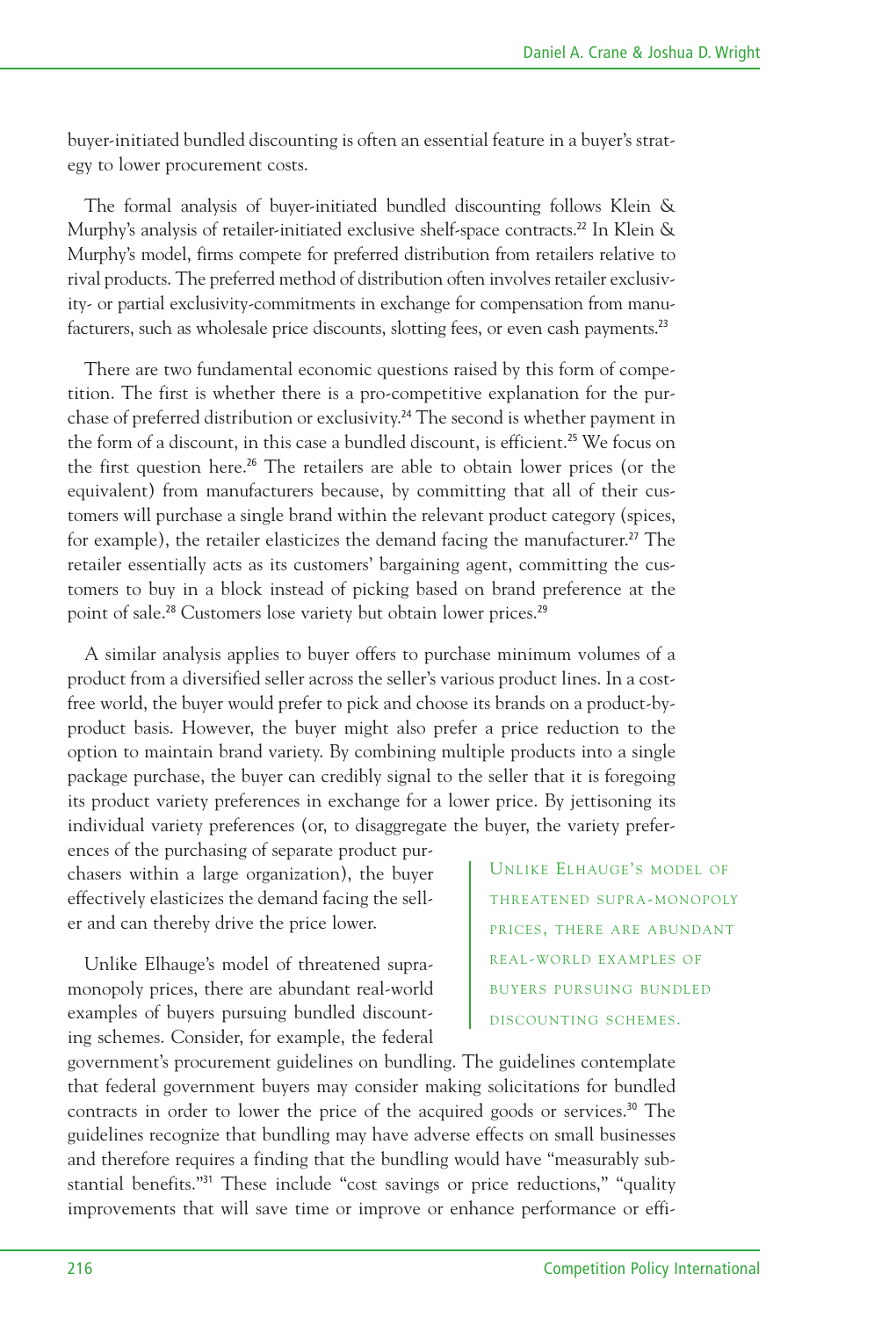buyer-initiated bundled discounting is often an essential feature in a buyer's strategy to lower procurement costs.

The formal analysis of buyer-initiated bundled discounting follows Klein & Murphy's analysis of retailer-initiated exclusive shelf-space contracts.[22] In Klein & Murphy's model, firms compete for preferred distribution from retailers relative to rival products. The preferred method of distribution often involves retailer exclusivity- or partial exclusivity-commitments in exchange for compensation from manufacturers, such as wholesale price discounts, slotting fees, or even cash payments.[23]

There are two fundamental economic questions raised by this form of competition. The first is whether there is a pro-competitive explanation for the purchase of preferred distribution or exclusivity.[24] The second is whether payment in the form of a discount, in this case a bundled discount, is efficient.[25] We focus on the first question here.[26] The retailers are able to obtain lower prices (or the equivalent) from manufacturers because, by committing that all of their customers will purchase a single brand within the relevant product category (spices, for example), the retailer elasticizes the demand facing the manufacturer.[27] The retailer essentially acts as its customers' bargaining agent, committing the customers to buy in a block instead of picking based on brand preference at the point of sale.[28] Customers lose variety but obtain lower prices.[29]

A similar analysis applies to buyer offers to purchase minimum volumes of a product from a diversified seller across the seller's various product lines. In a cost-free world, the buyer would prefer to pick and choose its brands on a product-by-product basis. However, the buyer might also prefer a price reduction to the option to maintain brand variety. By combining multiple products into a single package purchase, the buyer can credibly signal to the seller that it is foregoing its product variety preferences in exchange for a lower price. By jettisoning its individual variety preferences (or, to disaggregate the buyer, the variety preferences of the purchasing of separate product purchasers within a large organization), the buyer effectively elasticizes the demand facing the seller and can thereby drive the price lower.

> UNLIKE ELHAUGE'S MODEL OF THREATENED SUPRA-MONOPOLY PRICES, THERE ARE ABUNDANT REAL-WORLD EXAMPLES OF BUYERS PURSUING BUNDLED DISCOUNTING SCHEMES.

Unlike Elhauge's model of threatened supra-monopoly prices, there are abundant real-world examples of buyers pursuing bundled discounting schemes. Consider, for example, the federal government's procurement guidelines on bundling. The guidelines contemplate that federal government buyers may consider making solicitations for bundled contracts in order to lower the price of the acquired goods or services.[30] The guidelines recognize that bundling may have adverse effects on small businesses and therefore requires a finding that the bundling would have "measurably substantial benefits."[31] These include "cost savings or price reductions," "quality improvements that will save time or improve or enhance performance or effi-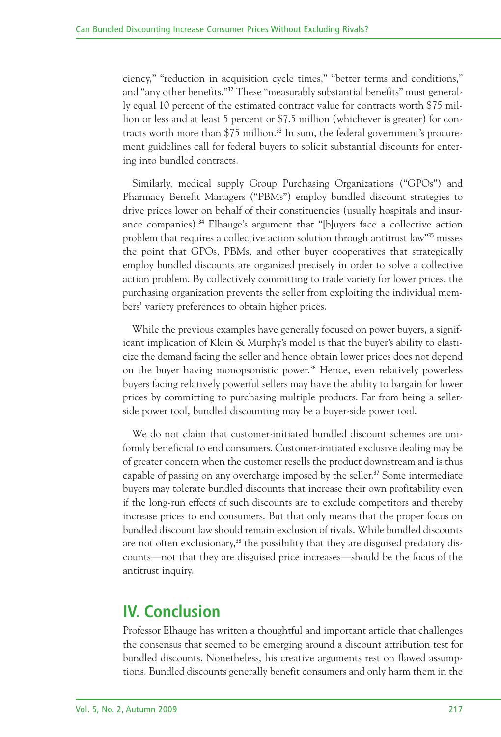ciency," "reduction in acquisition cycle times," "better terms and conditions," and "any other benefits."[32] These "measurably substantial benefits" must generally equal 10 percent of the estimated contract value for contracts worth $75 million or less and at least 5 percent or $7.5 million (whichever is greater) for contracts worth more than $75 million.[33] In sum, the federal government's procurement guidelines call for federal buyers to solicit substantial discounts for entering into bundled contracts.

Similarly, medical supply Group Purchasing Organizations ("GPOs") and Pharmacy Benefit Managers ("PBMs") employ bundled discount strategies to drive prices lower on behalf of their constituencies (usually hospitals and insurance companies).[34] Elhauge's argument that "[b]uyers face a collective action problem that requires a collective action solution through antitrust law"[35] misses the point that GPOs, PBMs, and other buyer cooperatives that strategically employ bundled discounts are organized precisely in order to solve a collective action problem. By collectively committing to trade variety for lower prices, the purchasing organization prevents the seller from exploiting the individual members' variety preferences to obtain higher prices.

While the previous examples have generally focused on power buyers, a significant implication of Klein & Murphy's model is that the buyer's ability to elasticize the demand facing the seller and hence obtain lower prices does not depend on the buyer having monopsonistic power.[36] Hence, even relatively powerless buyers facing relatively powerful sellers may have the ability to bargain for lower prices by committing to purchasing multiple products. Far from being a seller-side power tool, bundled discounting may be a buyer-side power tool.

We do not claim that customer-initiated bundled discount schemes are uniformly beneficial to end consumers. Customer-initiated exclusive dealing may be of greater concern when the customer resells the product downstream and is thus capable of passing on any overcharge imposed by the seller.[37] Some intermediate buyers may tolerate bundled discounts that increase their own profitability even if the long-run effects of such discounts are to exclude competitors and thereby increase prices to end consumers. But that only means that the proper focus on bundled discount law should remain exclusion of rivals. While bundled discounts are not often exclusionary,[38] the possibility that they are disguised predatory discounts—not that they are disguised price increases—should be the focus of the antitrust inquiry.

## IV. Conclusion

Professor Elhauge has written a thoughtful and important article that challenges the consensus that seemed to be emerging around a discount attribution test for bundled discounts. Nonetheless, his creative arguments rest on flawed assumptions. Bundled discounts generally benefit consumers and only harm them in the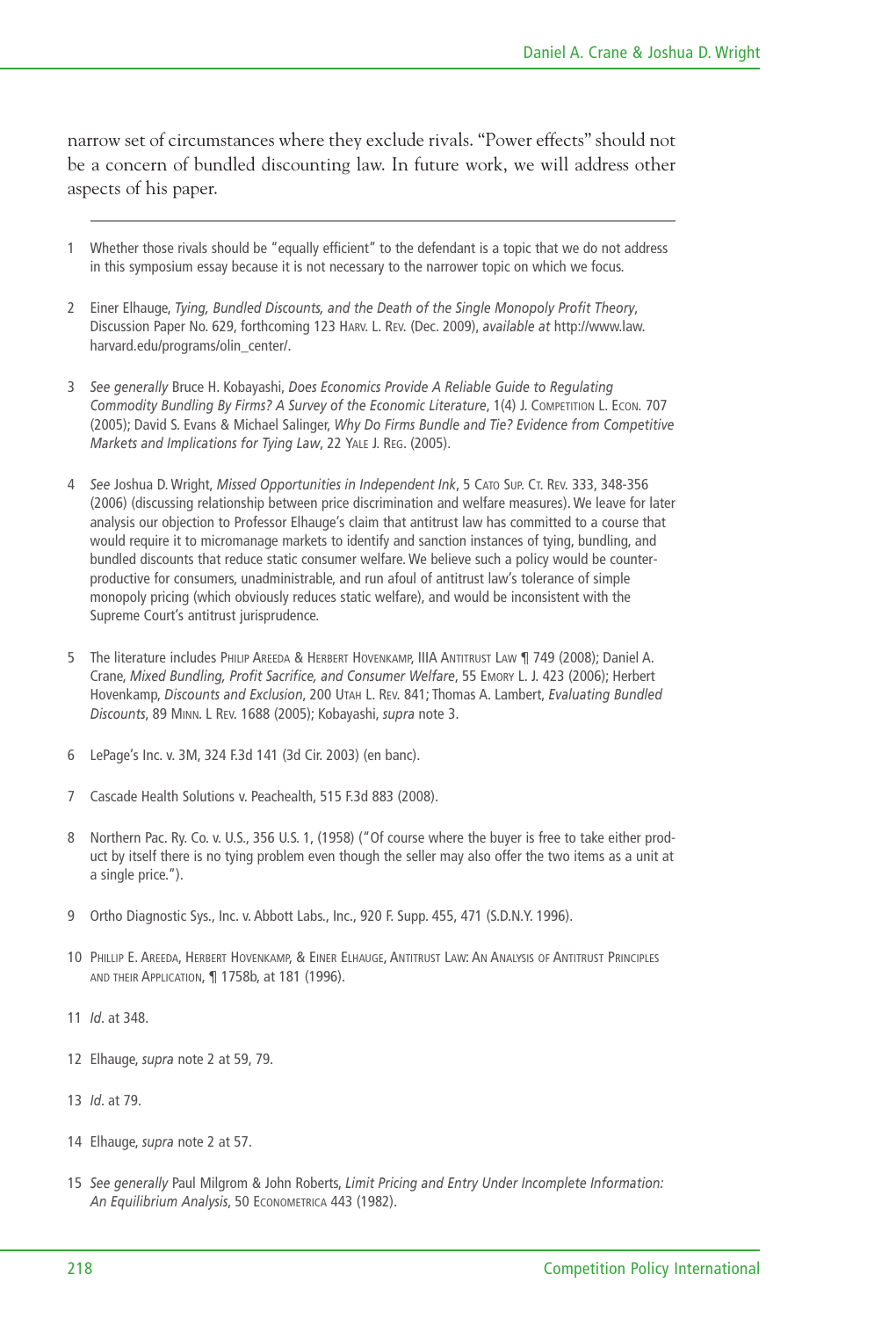narrow set of circumstances where they exclude rivals. "Power effects" should not be a concern of bundled discounting law. In future work, we will address other aspects of his paper.

---

1 Whether those rivals should be "equally efficient" to the defendant is a topic that we do not address in this symposium essay because it is not necessary to the narrower topic on which we focus.

2 Einer Elhauge, *Tying, Bundled Discounts, and the Death of the Single Monopoly Profit Theory*, Discussion Paper No. 629, forthcoming 123 HARV. L. REV. (Dec. 2009), *available at* http://www.law.harvard.edu/programs/olin_center/.

3 *See generally* Bruce H. Kobayashi, *Does Economics Provide A Reliable Guide to Regulating Commodity Bundling By Firms? A Survey of the Economic Literature*, 1(4) J. COMPETITION L. ECON. 707 (2005); David S. Evans & Michael Salinger, *Why Do Firms Bundle and Tie? Evidence from Competitive Markets and Implications for Tying Law*, 22 YALE J. REG. (2005).

4 *See* Joshua D. Wright, *Missed Opportunities in Independent Ink*, 5 CATO SUP. CT. REV. 333, 348-356 (2006) (discussing relationship between price discrimination and welfare measures). We leave for later analysis our objection to Professor Elhauge's claim that antitrust law has committed to a course that would require it to micromanage markets to identify and sanction instances of tying, bundling, and bundled discounts that reduce static consumer welfare. We believe such a policy would be counter-productive for consumers, unadministrable, and run afoul of antitrust law's tolerance of simple monopoly pricing (which obviously reduces static welfare), and would be inconsistent with the Supreme Court's antitrust jurisprudence.

5 The literature includes PHILIP AREEDA & HERBERT HOVENKAMP, IIIA ANTITRUST LAW ¶ 749 (2008); Daniel A. Crane, *Mixed Bundling, Profit Sacrifice, and Consumer Welfare*, 55 EMORY L. J. 423 (2006); Herbert Hovenkamp, *Discounts and Exclusion*, 200 UTAH L. REV. 841; Thomas A. Lambert, *Evaluating Bundled Discounts*, 89 MINN. L REV. 1688 (2005); Kobayashi, *supra* note 3.

6 LePage's Inc. v. 3M, 324 F.3d 141 (3d Cir. 2003) (en banc).

7 Cascade Health Solutions v. Peachealth, 515 F.3d 883 (2008).

8 Northern Pac. Ry. Co. v. U.S., 356 U.S. 1, (1958) ("Of course where the buyer is free to take either product by itself there is no tying problem even though the seller may also offer the two items as a unit at a single price.").

9 Ortho Diagnostic Sys., Inc. v. Abbott Labs., Inc., 920 F. Supp. 455, 471 (S.D.N.Y. 1996).

10 PHILLIP E. AREEDA, HERBERT HOVENKAMP, & EINER ELHAUGE, ANTITRUST LAW: AN ANALYSIS OF ANTITRUST PRINCIPLES AND THEIR APPLICATION, ¶ 1758b, at 181 (1996).

11 *Id*. at 348.

12 Elhauge, *supra* note 2 at 59, 79.

13 *Id*. at 79.

14 Elhauge, *supra* note 2 at 57.

15 *See generally* Paul Milgrom & John Roberts, *Limit Pricing and Entry Under Incomplete Information: An Equilibrium Analysis*, 50 ECONOMETRICA 443 (1982).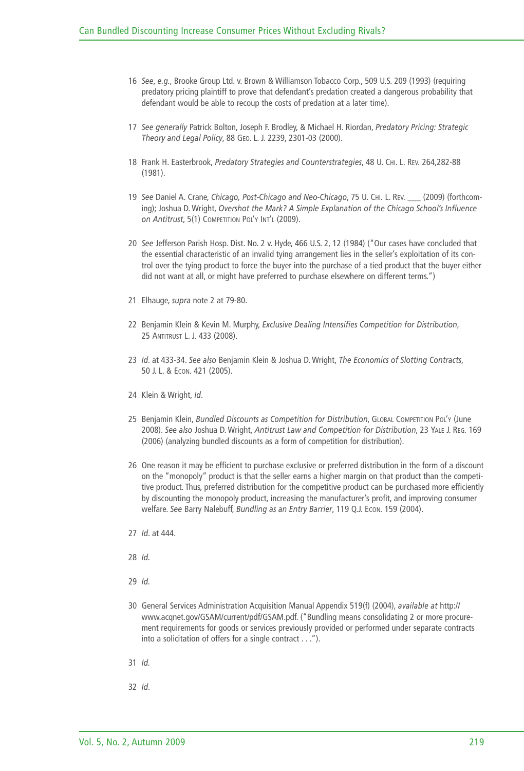16 *See*, *e.g.*, Brooke Group Ltd. v. Brown & Williamson Tobacco Corp., 509 U.S. 209 (1993) (requiring predatory pricing plaintiff to prove that defendant's predation created a dangerous probability that defendant would be able to recoup the costs of predation at a later time).

17 *See generally* Patrick Bolton, Joseph F. Brodley, & Michael H. Riordan, *Predatory Pricing: Strategic Theory and Legal Policy*, 88 Geo. L. J. 2239, 2301-03 (2000).

18 Frank H. Easterbrook, *Predatory Strategies and Counterstrategies*, 48 U. Chi. L. Rev. 264,282-88 (1981).

19 *See* Daniel A. Crane, *Chicago, Post-Chicago and Neo-Chicago*, 75 U. Chi. L. Rev. ___ (2009) (forthcoming); Joshua D. Wright, *Overshot the Mark? A Simple Explanation of the Chicago School's Influence on Antitrust*, 5(1) Competition Pol'y Int'l (2009).

20 *See* Jefferson Parish Hosp. Dist. No. 2 v. Hyde, 466 U.S. 2, 12 (1984) ("Our cases have concluded that the essential characteristic of an invalid tying arrangement lies in the seller's exploitation of its control over the tying product to force the buyer into the purchase of a tied product that the buyer either did not want at all, or might have preferred to purchase elsewhere on different terms.")

21 Elhauge, *supra* note 2 at 79-80.

22 Benjamin Klein & Kevin M. Murphy, *Exclusive Dealing Intensifies Competition for Distribution*, 25 Antitrust L. J. 433 (2008).

23 *Id*. at 433-34. *See also* Benjamin Klein & Joshua D. Wright, *The Economics of Slotting Contracts*, 50 J. L. & Econ. 421 (2005).

24 Klein & Wright, *Id*.

25 Benjamin Klein, *Bundled Discounts as Competition for Distribution*, Global Competition Pol'y (June 2008). *See also* Joshua D. Wright, *Antitrust Law and Competition for Distribution*, 23 Yale J. Reg. 169 (2006) (analyzing bundled discounts as a form of competition for distribution).

26 One reason it may be efficient to purchase exclusive or preferred distribution in the form of a discount on the "monopoly" product is that the seller earns a higher margin on that product than the competitive product. Thus, preferred distribution for the competitive product can be purchased more efficiently by discounting the monopoly product, increasing the manufacturer's profit, and improving consumer welfare. *See* Barry Nalebuff, *Bundling as an Entry Barrier*, 119 Q.J. Econ. 159 (2004).

27 *Id*. at 444.

28 *Id.*

29 *Id.*

30 General Services Administration Acquisition Manual Appendix 519(f) (2004), *available at* http://www.acqnet.gov/GSAM/current/pdf/GSAM.pdf. ("Bundling means consolidating 2 or more procurement requirements for goods or services previously provided or performed under separate contracts into a solicitation of offers for a single contract . . .").

31 *Id.*

32 *Id*.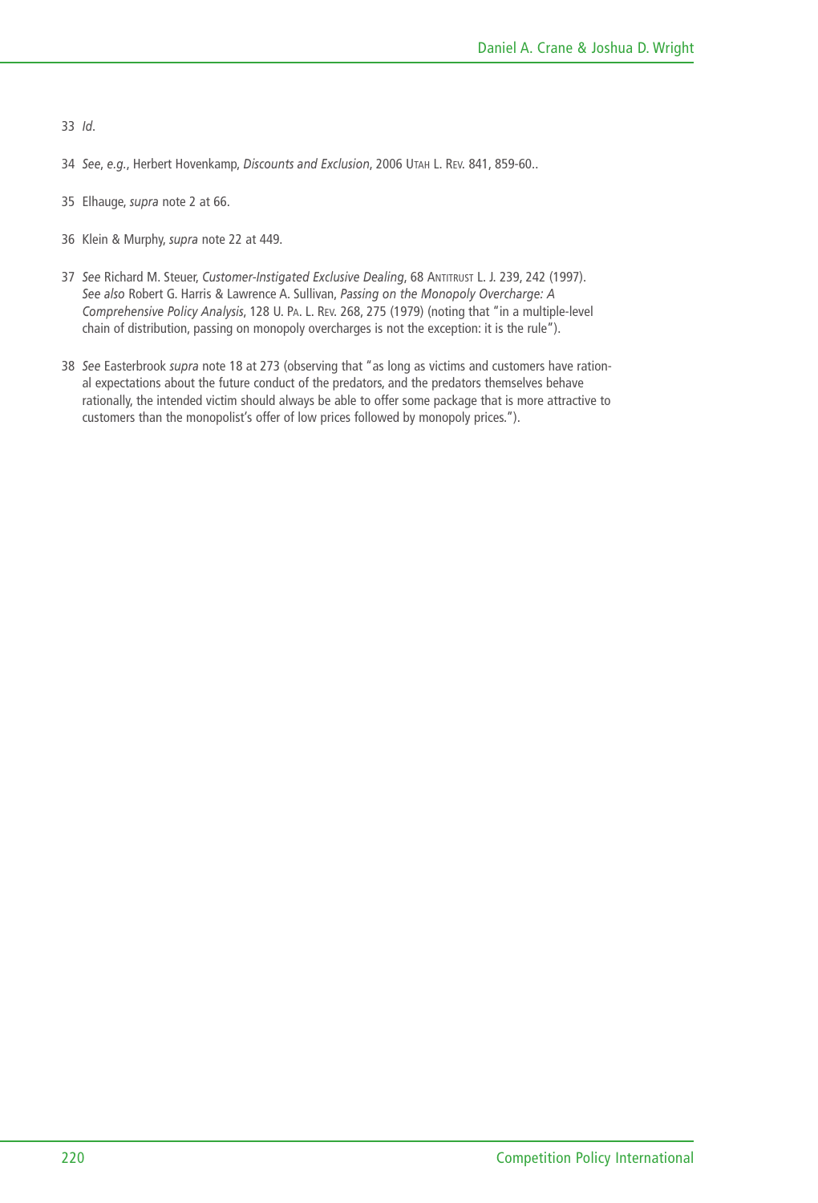33 *Id*.

34 *See*, *e.g.*, Herbert Hovenkamp, *Discounts and Exclusion*, 2006 UTAH L. REV. 841, 859-60..

35 Elhauge, *supra* note 2 at 66.

36 Klein & Murphy, *supra* note 22 at 449.

37 *See* Richard M. Steuer, *Customer-Instigated Exclusive Dealing*, 68 ANTITRUST L. J. 239, 242 (1997). *See also* Robert G. Harris & Lawrence A. Sullivan, *Passing on the Monopoly Overcharge: A Comprehensive Policy Analysis*, 128 U. PA. L. REV. 268, 275 (1979) (noting that "in a multiple-level chain of distribution, passing on monopoly overcharges is not the exception: it is the rule").

38 *See* Easterbrook *supra* note 18 at 273 (observing that "as long as victims and customers have rational expectations about the future conduct of the predators, and the predators themselves behave rationally, the intended victim should always be able to offer some package that is more attractive to customers than the monopolist's offer of low prices followed by monopoly prices.").